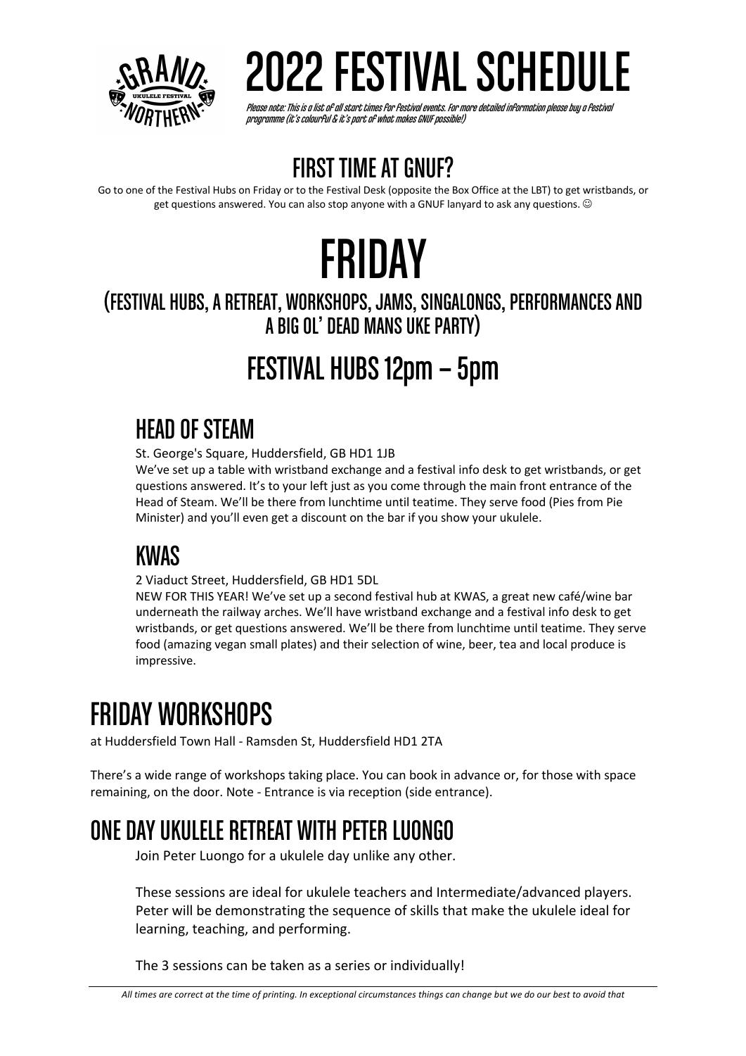# 2022 FESTIVAL SCHEDULE

*Please note: This is a list of all start times for festival events. For more detailed information please buy a festival programme (it's colourful & it's part of what makes GNUF possible!)*

## FIRST TIME AT GNUF?

Go to one of the Festival Hubs on Friday or to the Festival Desk (opposite the Box Office at the LBT) to get wristbands, or get questions answered. You can also stop anyone with a GNUF lanyard to ask any questions. ☺

# FRIDAY

## (FESTIVAL HUBS, A RETREAT, WORKSHOPS, JAMS, SINGALONGS, PERFORMANCES AND A BIG OL' DEAD MANS UKE PARTY)

## FESTIVAL HUBS 12pm – 5pm

### HEAD OF STEAM

St. George's Square, Huddersfield, GB HD1 1JB

We've set up a table with wristband exchange and a festival info desk to get wristbands, or get questions answered. It's to your left just as you come through the main front entrance of the Head of Steam. We'll be there from lunchtime until teatime. They serve food (Pies from Pie Minister) and you'll even get a discount on the bar if you show your ukulele.

### KWAS

2 Viaduct Street, Huddersfield, GB HD1 5DL

NEW FOR THIS YEAR! We've set up a second festival hub at KWAS, a great new café/wine bar underneath the railway arches. We'll have wristband exchange and a festival info desk to get wristbands, or get questions answered. We'll be there from lunchtime until teatime. They serve food (amazing vegan small plates) and their selection of wine, beer, tea and local produce is impressive.

## FRIDAY WORKSHOPS

at Huddersfield Town Hall - Ramsden St, Huddersfield HD1 2TA

There's a wide range of workshops taking place. You can book in advance or, for those with space remaining, on the door. Note - Entrance is via reception (side entrance).

### ONE DAY UKULELE RETREAT WITH PETER LUONGO

Join Peter Luongo for a ukulele day unlike any other.

These sessions are ideal for ukulele teachers and Intermediate/advanced players. Peter will be demonstrating the sequence of skills that make the ukulele ideal for learning, teaching, and performing.

The 3 sessions can be taken as a series or individually!

*All times are correct at the time of printing. In exceptional circumstances things can change but we do our best to avoid that*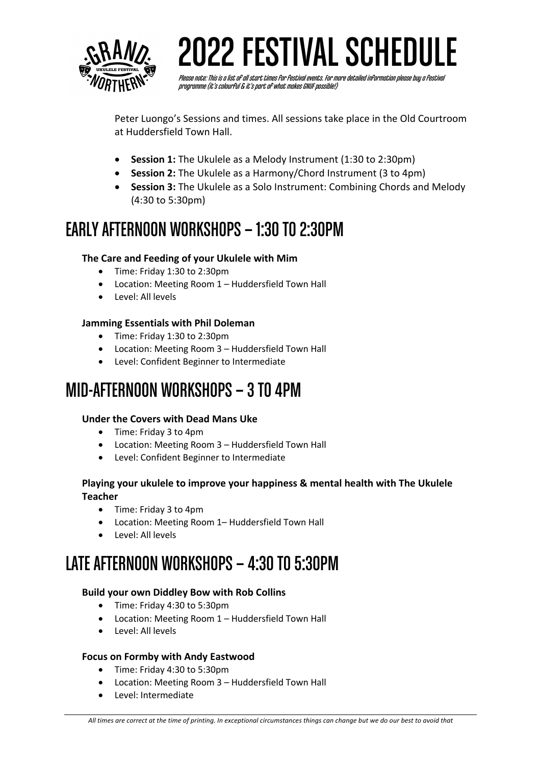# 2022 FESTIVAL SCHEDULE

*Please note: This is a list of all start times for Festival events. For more detailed information please buy a Festival programme (it's colourful & it's part of what makes GNUF possible!)*

Peter Luongo's Sessions and times. All sessions take place in the Old Courtroom at Huddersfield Town Hall.

- **Session 1:** The Ukulele as a Melody Instrument (1:30 to 2:30pm)
- **Session 2:** The Ukulele as a Harmony/Chord Instrument (3 to 4pm)
- **Session 3:** The Ukulele as a Solo Instrument: Combining Chords and Melody (4:30 to 5:30pm)

## EARLY AFTERNOON WORKSHOPS – 1:30 TO 2:30PM

**The Care and Feeding of your Ukulele with Mim**

- Time: Friday 1:30 to 2:30pm
- Location: Meeting Room 1 – Huddersfield Town Hall
- Level: All levels

**Jamming Essentials with Phil Doleman**

- Time: Friday 1:30 to 2:30pm
- Location: Meeting Room 3 – Huddersfield Town Hall
- Level: Confident Beginner to Intermediate

## MID-AFTERNOON WORKSHOPS – 3 TO 4PM

**Under the Covers with Dead Mans Uke**

- Time: Friday 3 to 4pm
- Location: Meeting Room 3 – Huddersfield Town Hall
- Level: Confident Beginner to Intermediate

**Playing your ukulele to improve your happiness & mental health with The Ukulele Teacher**

- Time: Friday 3 to 4pm
- Location: Meeting Room 1– Huddersfield Town Hall
- Level: All levels

## LATE AFTERNOON WORKSHOPS – 4:30 TO 5:30PM

**Build your own Diddley Bow with Rob Collins**

- Time: Friday 4:30 to 5:30pm
- Location: Meeting Room 1 – Huddersfield Town Hall
- Level: All levels

**Focus on Formby with Andy Eastwood**

- Time: Friday 4:30 to 5:30pm
- Location: Meeting Room 3 – Huddersfield Town Hall
- Level: Intermediate

*All times are correct at the time of printing. In exceptional circumstances things can change but we do our best to avoid that*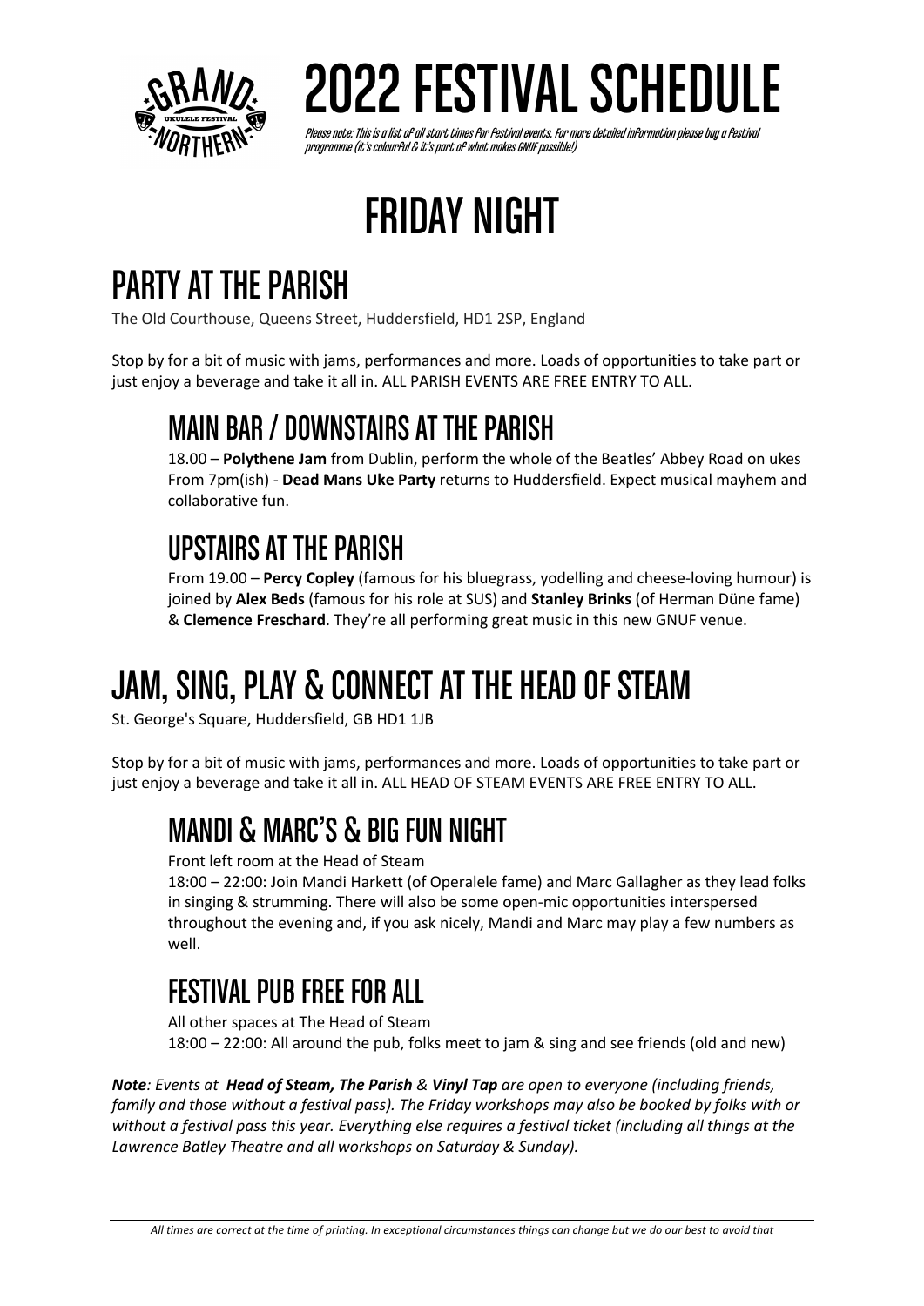# 2022 FESTIVAL SCHEDULE

*Please note: This is a list of all start times for Festival events. For more detailed information please buy a Festival programme (it's colourful & it's part of what makes GNUF possible!)*

# FRIDAY NIGHT

## PARTY AT THE PARISH

The Old Courthouse, Queens Street, Huddersfield, HD1 2SP, England

Stop by for a bit of music with jams, performances and more. Loads of opportunities to take part or just enjoy a beverage and take it all in. ALL PARISH EVENTS ARE FREE ENTRY TO ALL.

### MAIN BAR / DOWNSTAIRS AT THE PARISH

18.00 – **Polythene Jam** from Dublin, perform the whole of the Beatles' Abbey Road on ukes
From 7pm(ish) - **Dead Mans Uke Party** returns to Huddersfield. Expect musical mayhem and collaborative fun.

### UPSTAIRS AT THE PARISH

From 19.00 – **Percy Copley** (famous for his bluegrass, yodelling and cheese-loving humour) is joined by **Alex Beds** (famous for his role at SUS) and **Stanley Brinks** (of Herman Düne fame) & **Clemence Freschard**. They're all performing great music in this new GNUF venue.

## JAM, SING, PLAY & CONNECT AT THE HEAD OF STEAM

St. George's Square, Huddersfield, GB HD1 1JB

Stop by for a bit of music with jams, performances and more. Loads of opportunities to take part or just enjoy a beverage and take it all in. ALL HEAD OF STEAM EVENTS ARE FREE ENTRY TO ALL.

### MANDI & MARC'S & BIG FUN NIGHT

Front left room at the Head of Steam
18:00 – 22:00: Join Mandi Harkett (of Operalele fame) and Marc Gallagher as they lead folks in singing & strumming. There will also be some open-mic opportunities interspersed throughout the evening and, if you ask nicely, Mandi and Marc may play a few numbers as well.

### FESTIVAL PUB FREE FOR ALL

All other spaces at The Head of Steam
18:00 – 22:00: All around the pub, folks meet to jam & sing and see friends (old and new)

***Note**: Events at **Head of Steam, The Parish** & **Vinyl Tap** are open to everyone (including friends, family and those without a festival pass). The Friday workshops may also be booked by folks with or without a festival pass this year. Everything else requires a festival ticket (including all things at the Lawrence Batley Theatre and all workshops on Saturday & Sunday).*

*All times are correct at the time of printing. In exceptional circumstances things can change but we do our best to avoid that*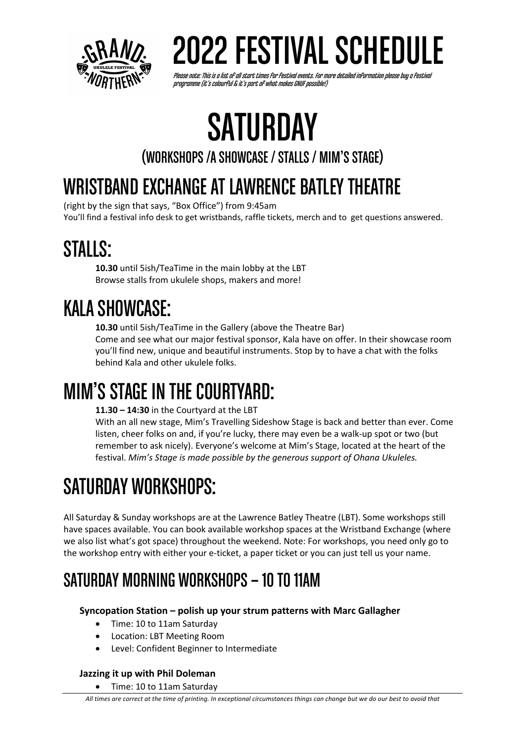# 2022 FESTIVAL SCHEDULE

*Please note: This is a list of all start times for Festival events. For more detailed information please buy a Festival programme (it's colourful & it's part of what makes GNUF possible!)*

# SATURDAY

### (WORKSHOPS /A SHOWCASE / STALLS / MIM'S STAGE)

## WRISTBAND EXCHANGE AT LAWRENCE BATLEY THEATRE

(right by the sign that says, "Box Office") from 9:45am
You'll find a festival info desk to get wristbands, raffle tickets, merch and to get questions answered.

## STALLS:

**10.30** until 5ish/TeaTime in the main lobby at the LBT
Browse stalls from ukulele shops, makers and more!

## KALA SHOWCASE:

**10.30** until 5ish/TeaTime in the Gallery (above the Theatre Bar)
Come and see what our major festival sponsor, Kala have on offer. In their showcase room you'll find new, unique and beautiful instruments. Stop by to have a chat with the folks behind Kala and other ukulele folks.

## MIM'S STAGE IN THE COURTYARD:

**11.30 – 14:30** in the Courtyard at the LBT
With an all new stage, Mim's Travelling Sideshow Stage is back and better than ever. Come listen, cheer folks on and, if you're lucky, there may even be a walk-up spot or two (but remember to ask nicely). Everyone's welcome at Mim's Stage, located at the heart of the festival. *Mim's Stage is made possible by the generous support of Ohana Ukuleles.*

## SATURDAY WORKSHOPS:

All Saturday & Sunday workshops are at the Lawrence Batley Theatre (LBT). Some workshops still have spaces available. You can book available workshop spaces at the Wristband Exchange (where we also list what's got space) throughout the weekend. Note: For workshops, you need only go to the workshop entry with either your e-ticket, a paper ticket or you can just tell us your name.

### SATURDAY MORNING WORKSHOPS – 10 TO 11AM

**Syncopation Station – polish up your strum patterns with Marc Gallagher**

- Time: 10 to 11am Saturday
- Location: LBT Meeting Room
- Level: Confident Beginner to Intermediate

**Jazzing it up with Phil Doleman**

- Time: 10 to 11am Saturday

*All times are correct at the time of printing. In exceptional circumstances things can change but we do our best to avoid that*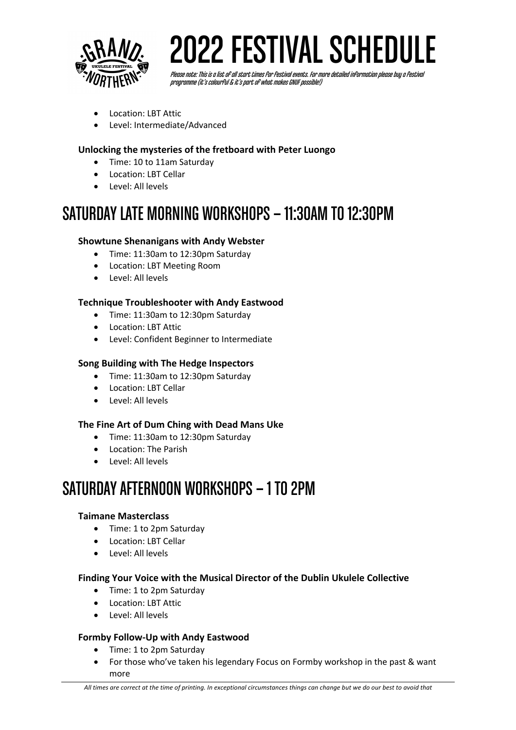# 2022 FESTIVAL SCHEDULE

*Please note: This is a list of all start times for Festival events. For more detailed information please buy a Festival programme (it's colourful & it's part of what makes GNUF possible!)*

- Location: LBT Attic
- Level: Intermediate/Advanced

**Unlocking the mysteries of the fretboard with Peter Luongo**

- Time: 10 to 11am Saturday
- Location: LBT Cellar
- Level: All levels

## SATURDAY LATE MORNING WORKSHOPS – 11:30AM TO 12:30PM

**Showtune Shenanigans with Andy Webster**

- Time: 11:30am to 12:30pm Saturday
- Location: LBT Meeting Room
- Level: All levels

**Technique Troubleshooter with Andy Eastwood**

- Time: 11:30am to 12:30pm Saturday
- Location: LBT Attic
- Level: Confident Beginner to Intermediate

**Song Building with The Hedge Inspectors**

- Time: 11:30am to 12:30pm Saturday
- Location: LBT Cellar
- Level: All levels

**The Fine Art of Dum Ching with Dead Mans Uke**

- Time: 11:30am to 12:30pm Saturday
- Location: The Parish
- Level: All levels

## SATURDAY AFTERNOON WORKSHOPS – 1 TO 2PM

**Taimane Masterclass**

- Time: 1 to 2pm Saturday
- Location: LBT Cellar
- Level: All levels

**Finding Your Voice with the Musical Director of the Dublin Ukulele Collective**

- Time: 1 to 2pm Saturday
- Location: LBT Attic
- Level: All levels

**Formby Follow-Up with Andy Eastwood**

- Time: 1 to 2pm Saturday
- For those who've taken his legendary Focus on Formby workshop in the past & want more

*All times are correct at the time of printing. In exceptional circumstances things can change but we do our best to avoid that*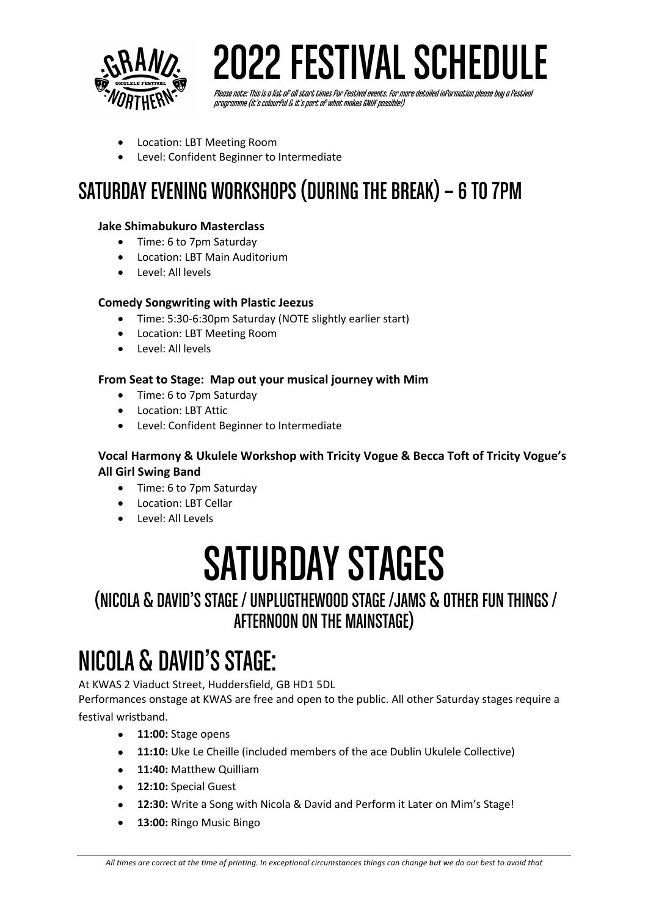- Location: LBT Meeting Room
- Level: Confident Beginner to Intermediate

## SATURDAY EVENING WORKSHOPS (DURING THE BREAK) – 6 TO 7PM

**Jake Shimabukuro Masterclass**

- Time: 6 to 7pm Saturday
- Location: LBT Main Auditorium
- Level: All levels

**Comedy Songwriting with Plastic Jeezus**

- Time: 5:30-6:30pm Saturday (NOTE slightly earlier start)
- Location: LBT Meeting Room
- Level: All levels

**From Seat to Stage: Map out your musical journey with Mim**

- Time: 6 to 7pm Saturday
- Location: LBT Attic
- Level: Confident Beginner to Intermediate

**Vocal Harmony & Ukulele Workshop with Tricity Vogue & Becca Toft of Tricity Vogue's All Girl Swing Band**

- Time: 6 to 7pm Saturday
- Location: LBT Cellar
- Level: All Levels

# SATURDAY STAGES

### (NICOLA & DAVID'S STAGE / UNPLUGTHEWOOD STAGE /JAMS & OTHER FUN THINGS / AFTERNOON ON THE MAINSTAGE)

## NICOLA & DAVID'S STAGE:

At KWAS 2 Viaduct Street, Huddersfield, GB HD1 5DL

Performances onstage at KWAS are free and open to the public. All other Saturday stages require a festival wristband.

- **11:00:** Stage opens
- **11:10:** Uke Le Cheille (included members of the ace Dublin Ukulele Collective)
- **11:40:** Matthew Quilliam
- **12:10:** Special Guest
- **12:30:** Write a Song with Nicola & David and Perform it Later on Mim's Stage!
- **13:00:** Ringo Music Bingo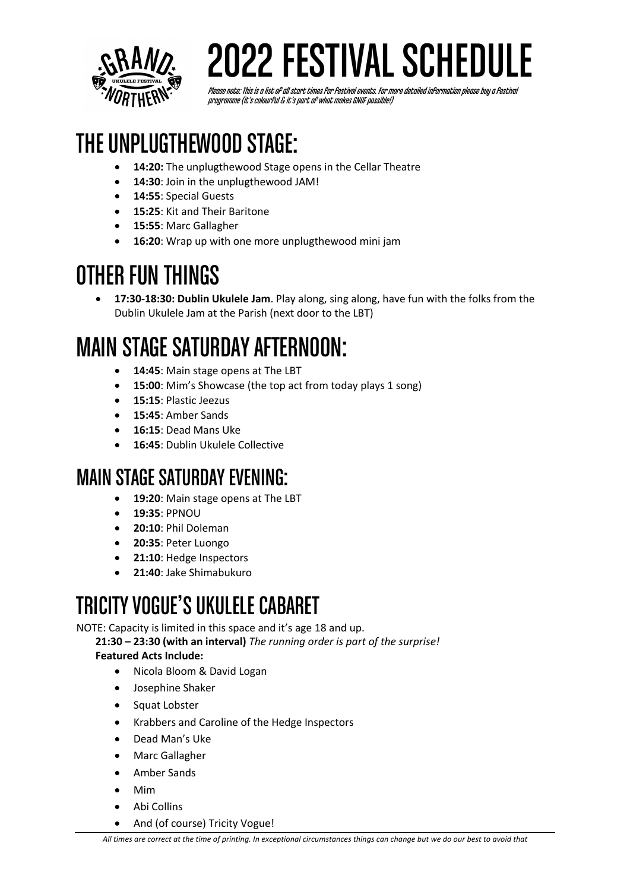# 2022 FESTIVAL SCHEDULE

*Please note: This is a list of all start times for Festival events. For more detailed information please buy a Festival programme (it's colourful & it's part of what makes GNUF possible!)*

## THE UNPLUGTHEWOOD STAGE:

- **14:20:** The unplugthewood Stage opens in the Cellar Theatre
- **14:30**: Join in the unplugthewood JAM!
- **14:55**: Special Guests
- **15:25**: Kit and Their Baritone
- **15:55**: Marc Gallagher
- **16:20**: Wrap up with one more unplugthewood mini jam

## OTHER FUN THINGS

- **17:30-18:30: Dublin Ukulele Jam**. Play along, sing along, have fun with the folks from the Dublin Ukulele Jam at the Parish (next door to the LBT)

## MAIN STAGE SATURDAY AFTERNOON:

- **14:45**: Main stage opens at The LBT
- **15:00**: Mim's Showcase (the top act from today plays 1 song)
- **15:15**: Plastic Jeezus
- **15:45**: Amber Sands
- **16:15**: Dead Mans Uke
- **16:45**: Dublin Ukulele Collective

### MAIN STAGE SATURDAY EVENING:

- **19:20**: Main stage opens at The LBT
- **19:35**: PPNOU
- **20:10**: Phil Doleman
- **20:35**: Peter Luongo
- **21:10**: Hedge Inspectors
- **21:40**: Jake Shimabukuro

## TRICITY VOGUE'S UKULELE CABARET

NOTE: Capacity is limited in this space and it's age 18 and up.

**21:30 – 23:30 (with an interval)** *The running order is part of the surprise!*

**Featured Acts Include:**

- Nicola Bloom & David Logan
- Josephine Shaker
- Squat Lobster
- Krabbers and Caroline of the Hedge Inspectors
- Dead Man's Uke
- Marc Gallagher
- Amber Sands
- Mim
- Abi Collins
- And (of course) Tricity Vogue!

*All times are correct at the time of printing. In exceptional circumstances things can change but we do our best to avoid that*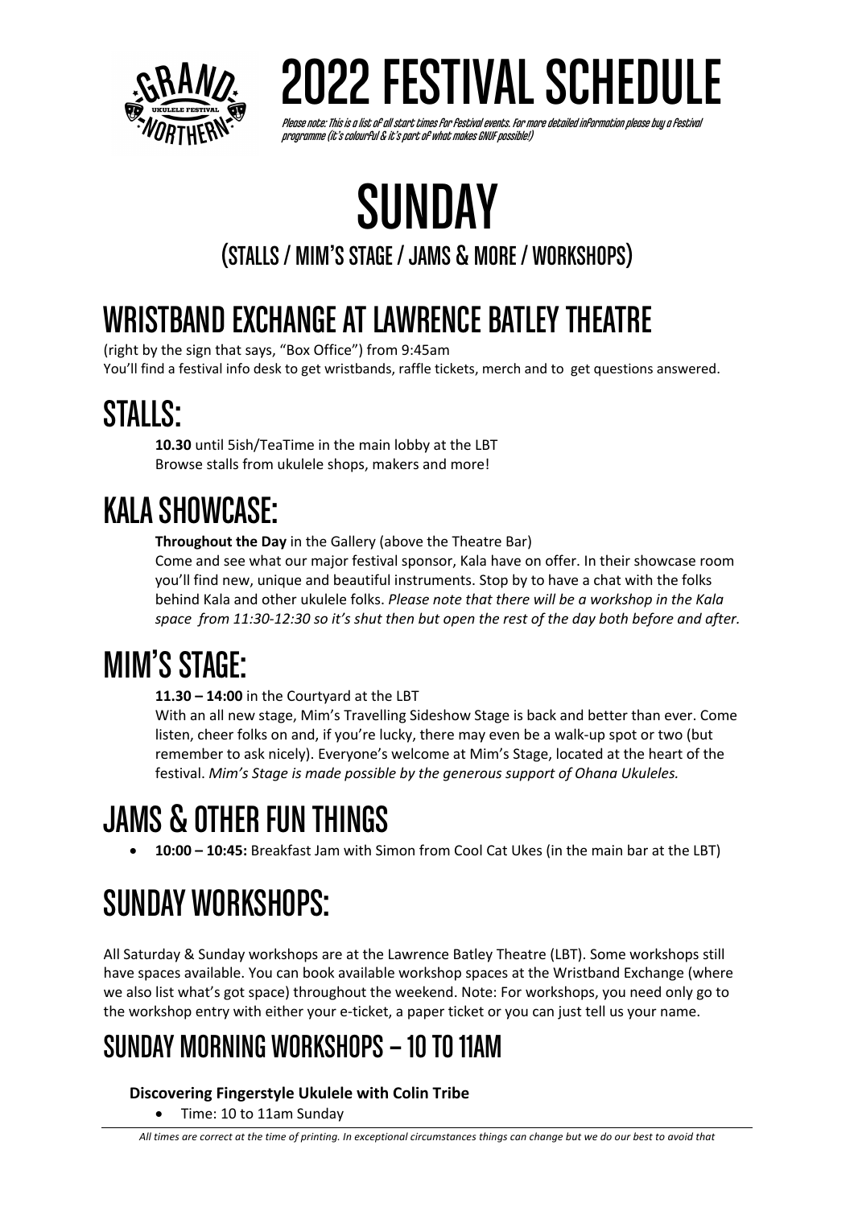# 2022 FESTIVAL SCHEDULE

*Please note: This is a list of all start times for Festival events. For more detailed information please buy a Festival programme (it's colourful & it's part of what makes GNUF possible!)*

# SUNDAY

## (STALLS / MIM'S STAGE / JAMS & MORE / WORKSHOPS)

## WRISTBAND EXCHANGE AT LAWRENCE BATLEY THEATRE

(right by the sign that says, "Box Office") from 9:45am
You'll find a festival info desk to get wristbands, raffle tickets, merch and to get questions answered.

## STALLS:

**10.30** until 5ish/TeaTime in the main lobby at the LBT
Browse stalls from ukulele shops, makers and more!

## KALA SHOWCASE:

**Throughout the Day** in the Gallery (above the Theatre Bar)
Come and see what our major festival sponsor, Kala have on offer. In their showcase room you'll find new, unique and beautiful instruments. Stop by to have a chat with the folks behind Kala and other ukulele folks. *Please note that there will be a workshop in the Kala space from 11:30-12:30 so it's shut then but open the rest of the day both before and after.*

## MIM'S STAGE:

**11.30 – 14:00** in the Courtyard at the LBT
With an all new stage, Mim's Travelling Sideshow Stage is back and better than ever. Come listen, cheer folks on and, if you're lucky, there may even be a walk-up spot or two (but remember to ask nicely). Everyone's welcome at Mim's Stage, located at the heart of the festival. *Mim's Stage is made possible by the generous support of Ohana Ukuleles.*

## JAMS & OTHER FUN THINGS

- **10:00 – 10:45:** Breakfast Jam with Simon from Cool Cat Ukes (in the main bar at the LBT)

## SUNDAY WORKSHOPS:

All Saturday & Sunday workshops are at the Lawrence Batley Theatre (LBT). Some workshops still have spaces available. You can book available workshop spaces at the Wristband Exchange (where we also list what's got space) throughout the weekend. Note: For workshops, you need only go to the workshop entry with either your e-ticket, a paper ticket or you can just tell us your name.

### SUNDAY MORNING WORKSHOPS – 10 TO 11AM

**Discovering Fingerstyle Ukulele with Colin Tribe**

- Time: 10 to 11am Sunday

*All times are correct at the time of printing. In exceptional circumstances things can change but we do our best to avoid that*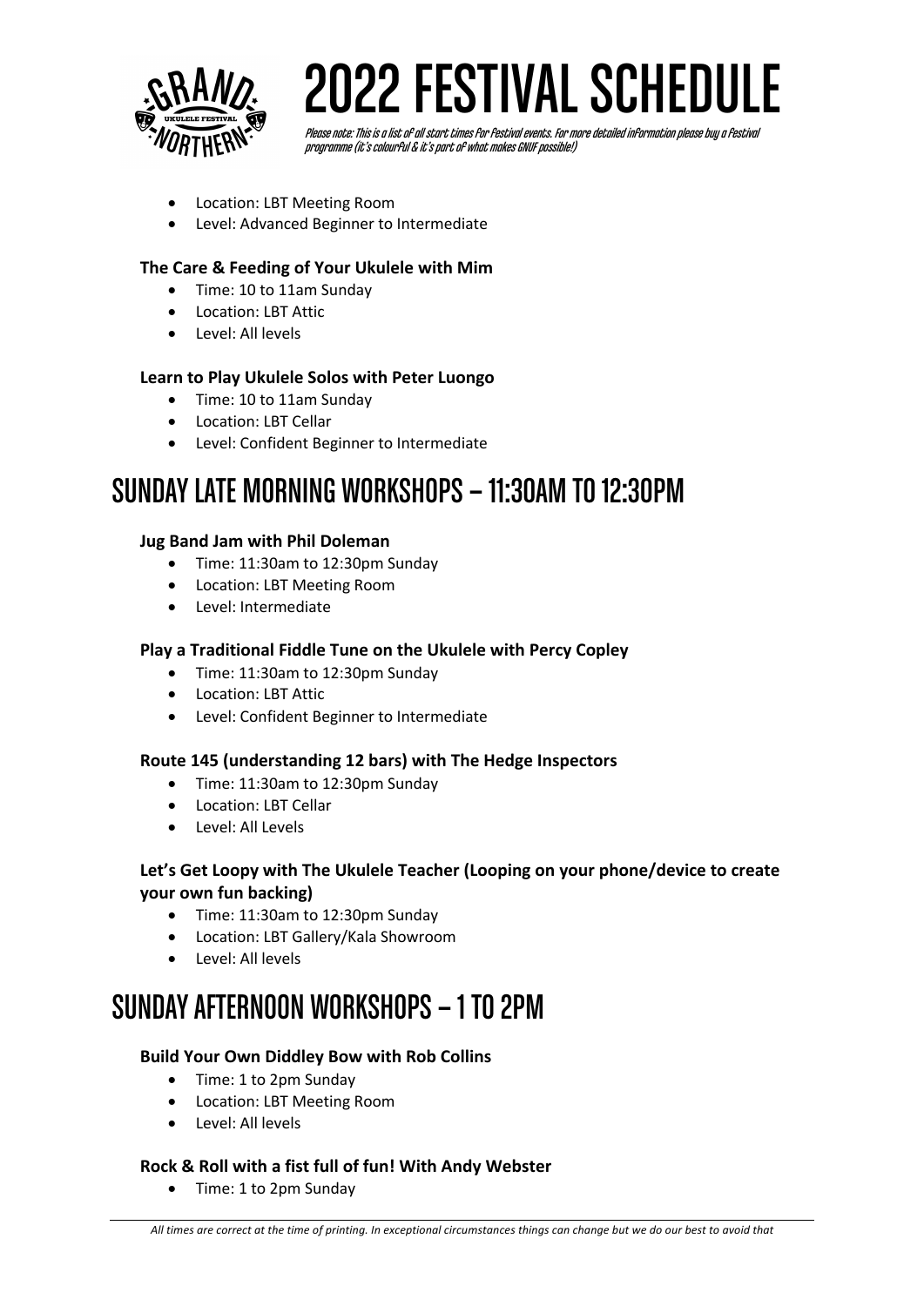- Location: LBT Meeting Room
- Level: Advanced Beginner to Intermediate

**The Care & Feeding of Your Ukulele with Mim**

- Time: 10 to 11am Sunday
- Location: LBT Attic
- Level: All levels

**Learn to Play Ukulele Solos with Peter Luongo**

- Time: 10 to 11am Sunday
- Location: LBT Cellar
- Level: Confident Beginner to Intermediate

## SUNDAY LATE MORNING WORKSHOPS – 11:30AM TO 12:30PM

**Jug Band Jam with Phil Doleman**

- Time: 11:30am to 12:30pm Sunday
- Location: LBT Meeting Room
- Level: Intermediate

**Play a Traditional Fiddle Tune on the Ukulele with Percy Copley**

- Time: 11:30am to 12:30pm Sunday
- Location: LBT Attic
- Level: Confident Beginner to Intermediate

**Route 145 (understanding 12 bars) with The Hedge Inspectors**

- Time: 11:30am to 12:30pm Sunday
- Location: LBT Cellar
- Level: All Levels

**Let's Get Loopy with The Ukulele Teacher (Looping on your phone/device to create your own fun backing)**

- Time: 11:30am to 12:30pm Sunday
- Location: LBT Gallery/Kala Showroom
- Level: All levels

## SUNDAY AFTERNOON WORKSHOPS – 1 TO 2PM

**Build Your Own Diddley Bow with Rob Collins**

- Time: 1 to 2pm Sunday
- Location: LBT Meeting Room
- Level: All levels

**Rock & Roll with a fist full of fun! With Andy Webster**

- Time: 1 to 2pm Sunday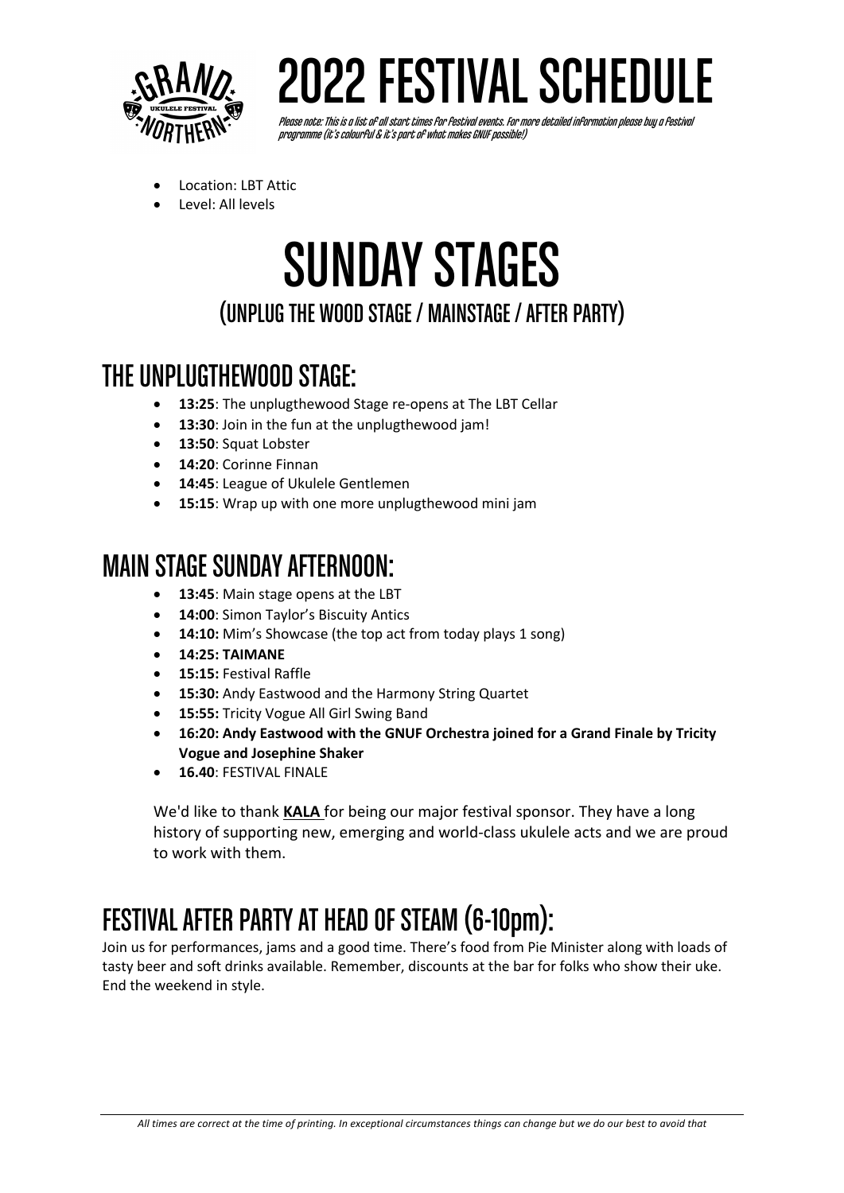# 2022 FESTIVAL SCHEDULE

*Please note: This is a list of all start times for Festival events. For more detailed information please buy a Festival programme (it's colourful & it's part of what makes GNUF possible!)*

- Location: LBT Attic
- Level: All levels

# SUNDAY STAGES

## (UNPLUG THE WOOD STAGE / MAINSTAGE / AFTER PARTY)

## THE UNPLUGTHEWOOD STAGE:

- **13:25**: The unplugthewood Stage re-opens at The LBT Cellar
- **13:30**: Join in the fun at the unplugthewood jam!
- **13:50**: Squat Lobster
- **14:20**: Corinne Finnan
- **14:45**: League of Ukulele Gentlemen
- **15:15**: Wrap up with one more unplugthewood mini jam

## MAIN STAGE SUNDAY AFTERNOON:

- **13:45**: Main stage opens at the LBT
- **14:00**: Simon Taylor's Biscuity Antics
- **14:10:** Mim's Showcase (the top act from today plays 1 song)
- **14:25: TAIMANE**
- **15:15:** Festival Raffle
- **15:30:** Andy Eastwood and the Harmony String Quartet
- **15:55:** Tricity Vogue All Girl Swing Band
- **16:20: Andy Eastwood with the GNUF Orchestra joined for a Grand Finale by Tricity Vogue and Josephine Shaker**
- **16.40**: FESTIVAL FINALE

We'd like to thank **KALA** for being our major festival sponsor. They have a long history of supporting new, emerging and world-class ukulele acts and we are proud to work with them.

## FESTIVAL AFTER PARTY AT HEAD OF STEAM (6-10pm):

Join us for performances, jams and a good time. There's food from Pie Minister along with loads of tasty beer and soft drinks available. Remember, discounts at the bar for folks who show their uke. End the weekend in style.

*All times are correct at the time of printing. In exceptional circumstances things can change but we do our best to avoid that*